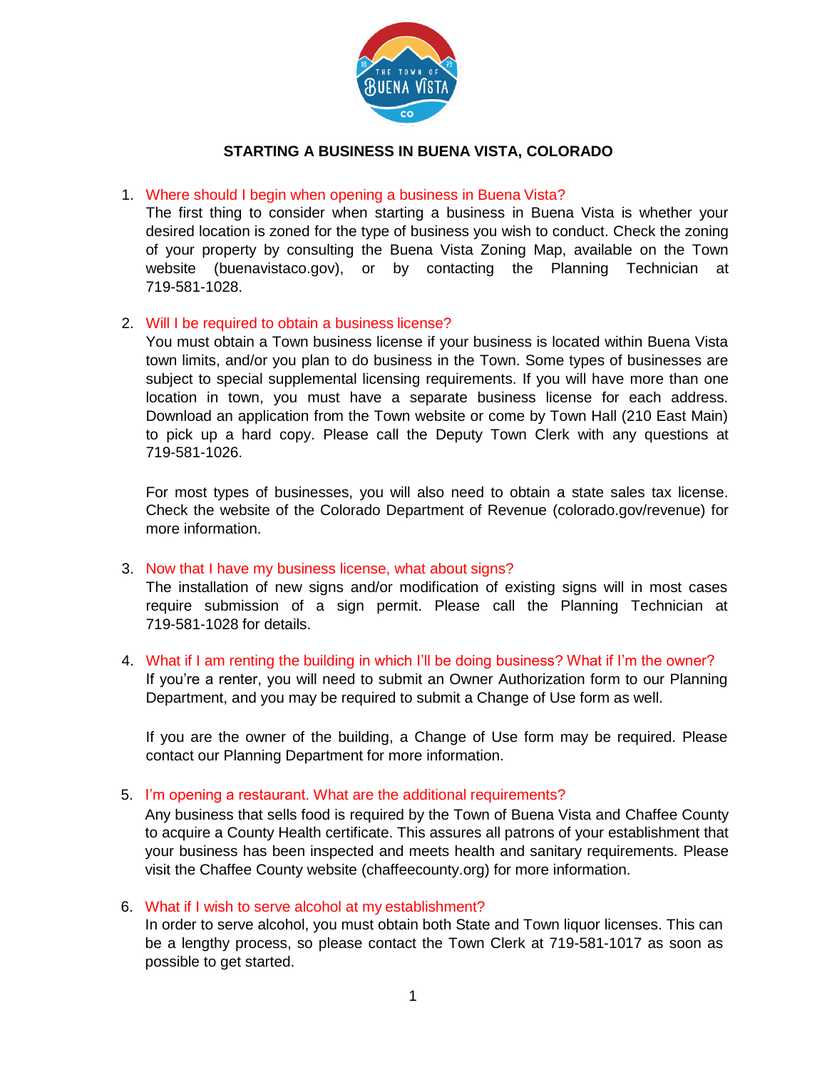# STARTING A BUSINESS IN BUENA VISTA, COLORADO

1. **Where should I begin when opening a business in Buena Vista?**
   The first thing to consider when starting a business in Buena Vista is whether your desired location is zoned for the type of business you wish to conduct. Check the zoning of your property by consulting the Buena Vista Zoning Map, available on the Town website (buenavistaco.gov), or by contacting the Planning Technician at 719-581-1028.

2. **Will I be required to obtain a business license?**
   You must obtain a Town business license if your business is located within Buena Vista town limits, and/or you plan to do business in the Town. Some types of businesses are subject to special supplemental licensing requirements. If you will have more than one location in town, you must have a separate business license for each address. Download an application from the Town website or come by Town Hall (210 East Main) to pick up a hard copy. Please call the Deputy Town Clerk with any questions at 719-581-1026.

   For most types of businesses, you will also need to obtain a state sales tax license. Check the website of the Colorado Department of Revenue (colorado.gov/revenue) for more information.

3. **Now that I have my business license, what about signs?**
   The installation of new signs and/or modification of existing signs will in most cases require submission of a sign permit. Please call the Planning Technician at 719-581-1028 for details.

4. **What if I am renting the building in which I'll be doing business? What if I'm the owner?**
   If you're a renter, you will need to submit an Owner Authorization form to our Planning Department, and you may be required to submit a Change of Use form as well.

   If you are the owner of the building, a Change of Use form may be required. Please contact our Planning Department for more information.

5. **I'm opening a restaurant. What are the additional requirements?**
   Any business that sells food is required by the Town of Buena Vista and Chaffee County to acquire a County Health certificate. This assures all patrons of your establishment that your business has been inspected and meets health and sanitary requirements. Please visit the Chaffee County website (chaffeecounty.org) for more information.

6. **What if I wish to serve alcohol at my establishment?**
   In order to serve alcohol, you must obtain both State and Town liquor licenses. This can be a lengthy process, so please contact the Town Clerk at 719-581-1017 as soon as possible to get started.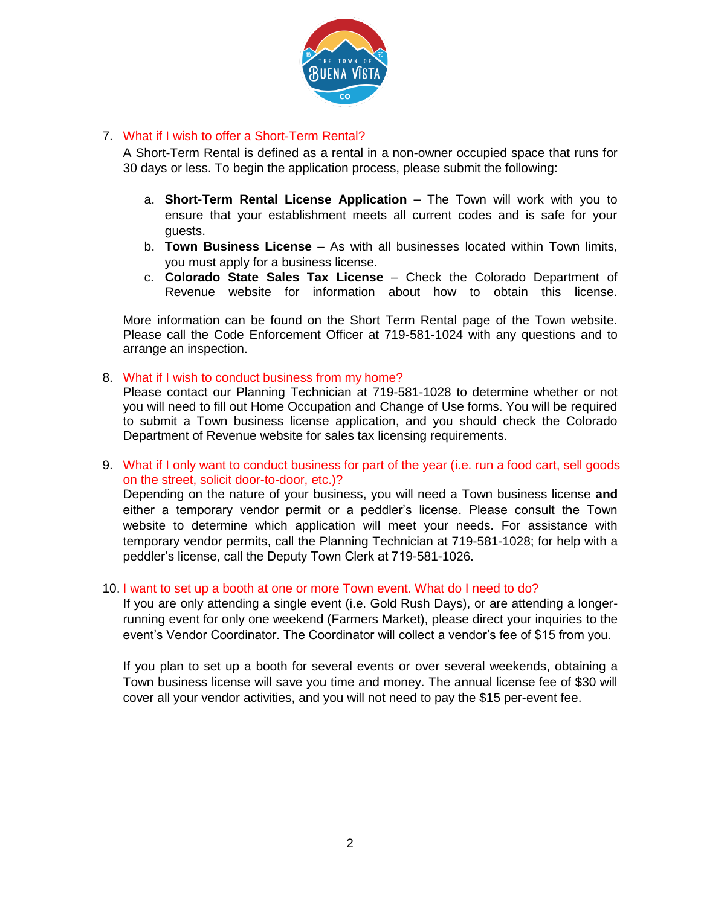7. What if I wish to offer a Short-Term Rental?

   A Short-Term Rental is defined as a rental in a non-owner occupied space that runs for 30 days or less. To begin the application process, please submit the following:

   a. **Short-Term Rental License Application –** The Town will work with you to ensure that your establishment meets all current codes and is safe for your guests.
   b. **Town Business License** – As with all businesses located within Town limits, you must apply for a business license.
   c. **Colorado State Sales Tax License** – Check the Colorado Department of Revenue website for information about how to obtain this license.

   More information can be found on the Short Term Rental page of the Town website. Please call the Code Enforcement Officer at 719-581-1024 with any questions and to arrange an inspection.

8. What if I wish to conduct business from my home?

   Please contact our Planning Technician at 719-581-1028 to determine whether or not you will need to fill out Home Occupation and Change of Use forms. You will be required to submit a Town business license application, and you should check the Colorado Department of Revenue website for sales tax licensing requirements.

9. What if I only want to conduct business for part of the year (i.e. run a food cart, sell goods on the street, solicit door-to-door, etc.)?

   Depending on the nature of your business, you will need a Town business license **and** either a temporary vendor permit or a peddler's license. Please consult the Town website to determine which application will meet your needs. For assistance with temporary vendor permits, call the Planning Technician at 719-581-1028; for help with a peddler's license, call the Deputy Town Clerk at 719-581-1026.

10. I want to set up a booth at one or more Town event. What do I need to do?

    If you are only attending a single event (i.e. Gold Rush Days), or are attending a longer-running event for only one weekend (Farmers Market), please direct your inquiries to the event's Vendor Coordinator. The Coordinator will collect a vendor's fee of $15 from you.

    If you plan to set up a booth for several events or over several weekends, obtaining a Town business license will save you time and money. The annual license fee of $30 will cover all your vendor activities, and you will not need to pay the $15 per-event fee.